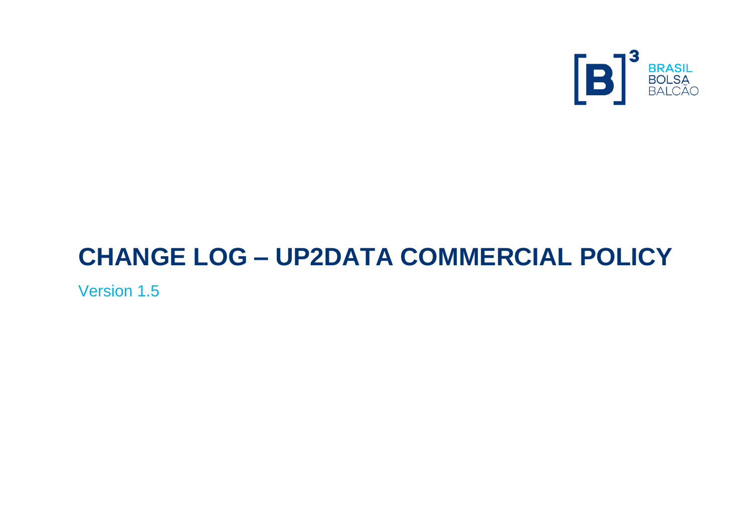# CHANGE LOG – UP2DATA COMMERCIAL POLICY

Version 1.5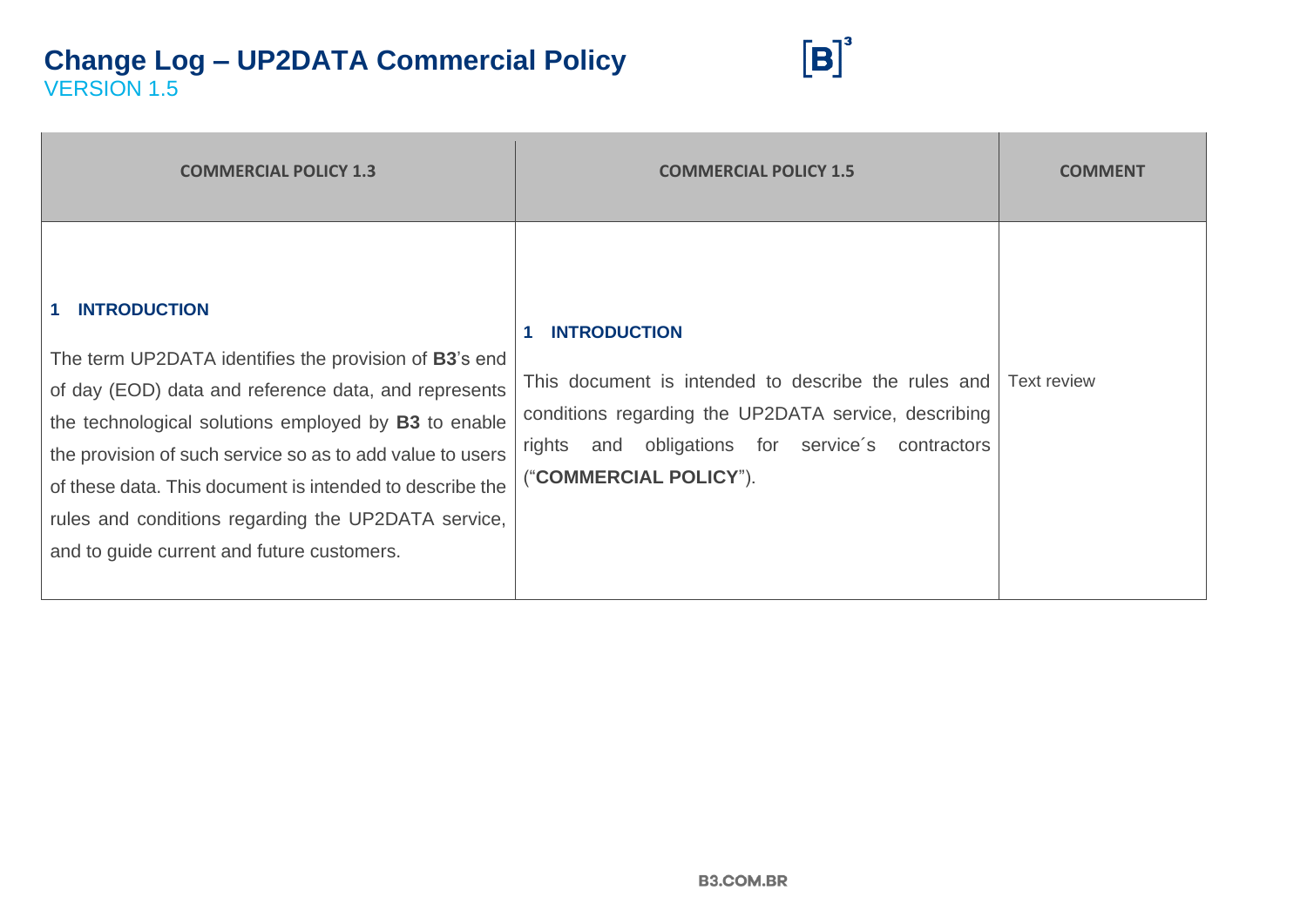# Change Log – UP2DATA Commercial Policy

VERSION 1.5

| COMMERCIAL POLICY 1.3 | COMMERCIAL POLICY 1.5 | COMMENT |
|---|---|---|
| **1 INTRODUCTION**<br><br>The term UP2DATA identifies the provision of **B3**'s end of day (EOD) data and reference data, and represents the technological solutions employed by **B3** to enable the provision of such service so as to add value to users of these data. This document is intended to describe the rules and conditions regarding the UP2DATA service, and to guide current and future customers. | **1 INTRODUCTION**<br><br>This document is intended to describe the rules and conditions regarding the UP2DATA service, describing rights and obligations for service´s contractors ("**COMMERCIAL POLICY**"). | Text review |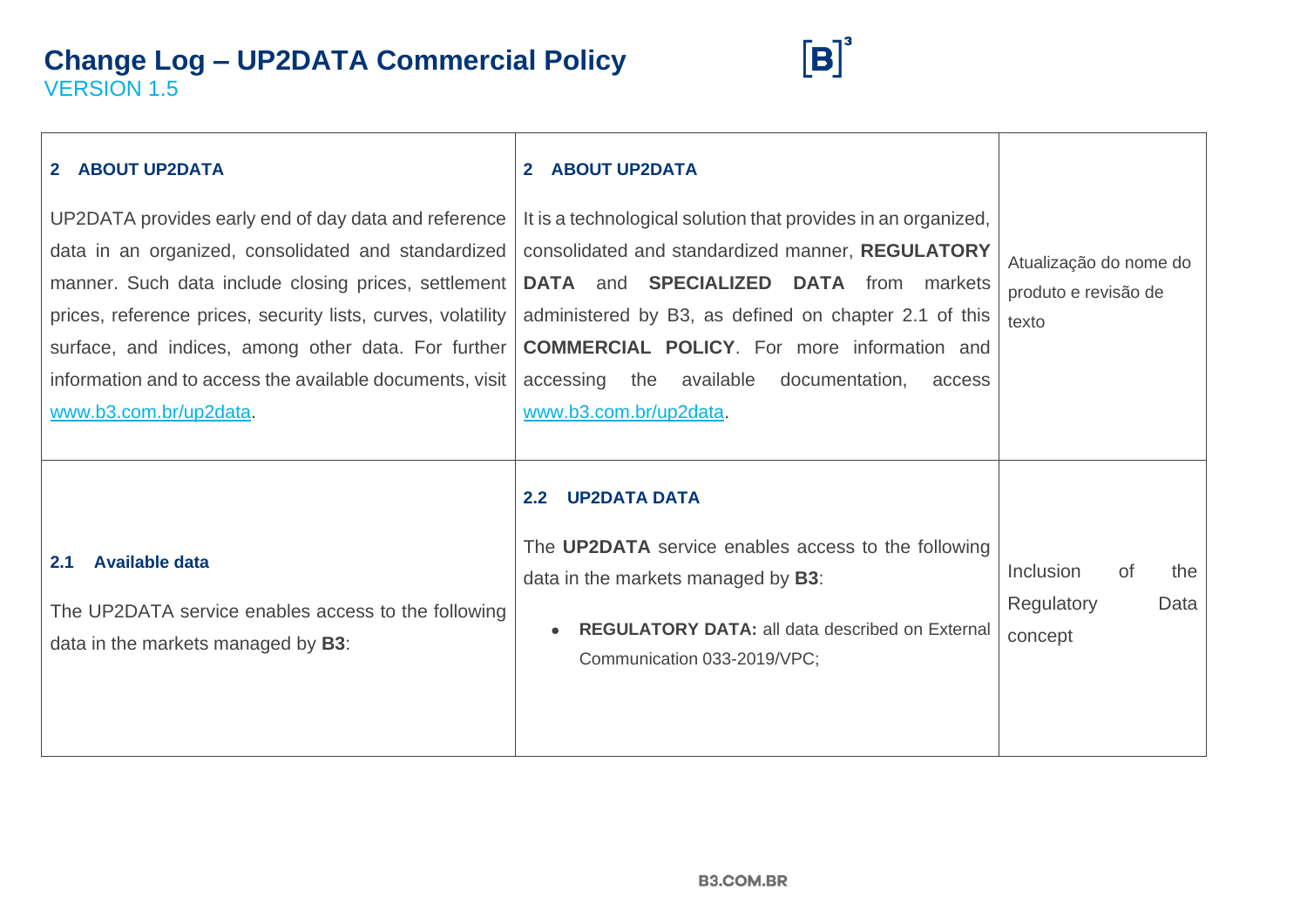# Change Log – UP2DATA Commercial Policy

VERSION 1.5

| | | |
|---|---|---|
| **2 ABOUT UP2DATA**<br><br>UP2DATA provides early end of day data and reference data in an organized, consolidated and standardized manner. Such data include closing prices, settlement prices, reference prices, security lists, curves, volatility surface, and indices, among other data. For further information and to access the available documents, visit www.b3.com.br/up2data. | **2 ABOUT UP2DATA**<br><br>It is a technological solution that provides in an organized, consolidated and standardized manner, **REGULATORY DATA** and **SPECIALIZED DATA** from markets administered by B3, as defined on chapter 2.1 of this **COMMERCIAL POLICY**. For more information and accessing the available documentation, access www.b3.com.br/up2data. | Atualização do nome do produto e revisão de texto |
| **2.1 Available data**<br><br>The UP2DATA service enables access to the following data in the markets managed by **B3**: | **2.2 UP2DATA DATA**<br><br>The **UP2DATA** service enables access to the following data in the markets managed by **B3**:<br><br>• **REGULATORY DATA:** all data described on External Communication 033-2019/VPC; | Inclusion of the Regulatory Data concept |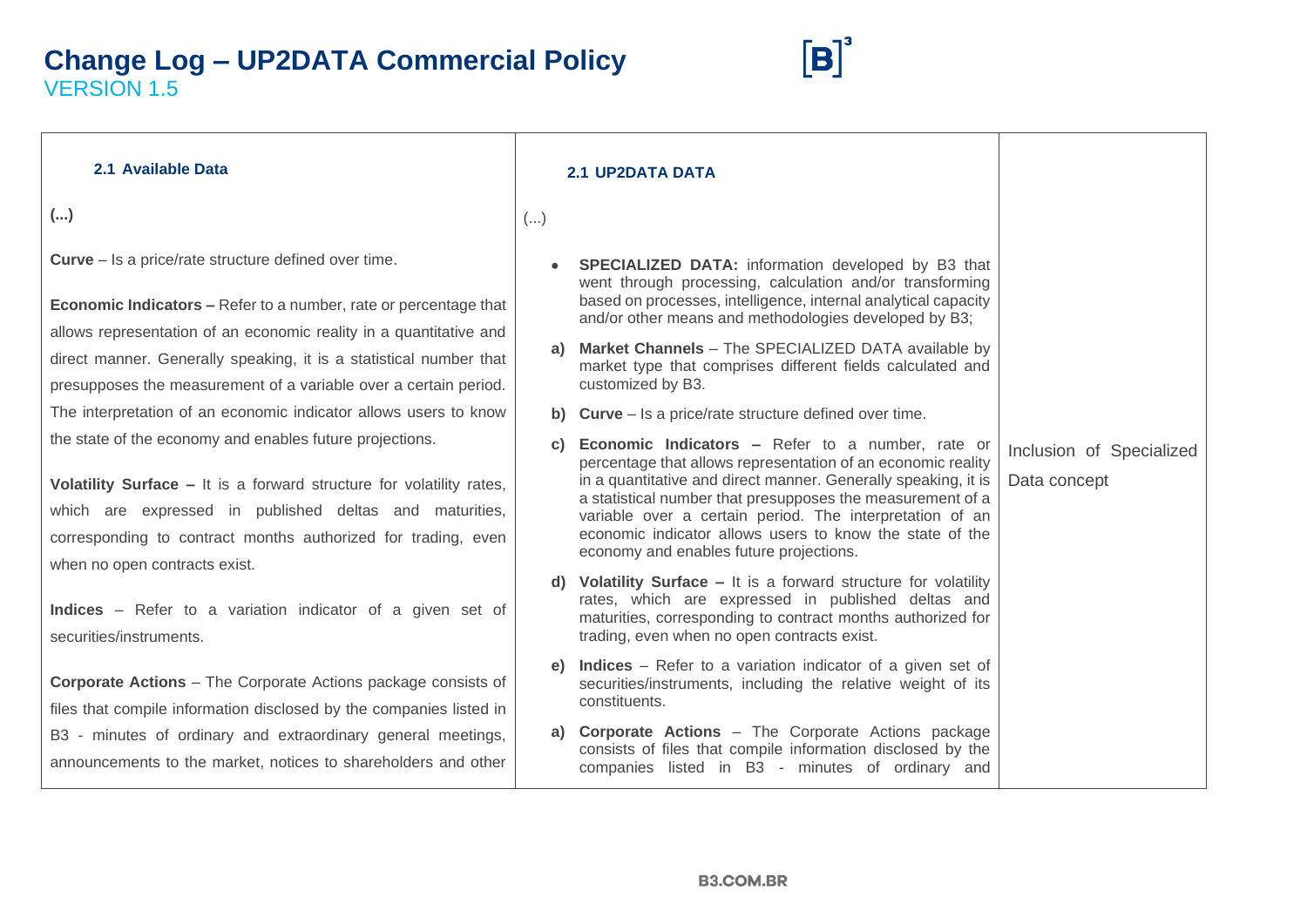# Change Log – UP2DATA Commercial Policy
VERSION 1.5

| | | |
|---|---|---|
| **2.1 Available Data**<br><br>**(...)**<br><br>**Curve** – Is a price/rate structure defined over time.<br><br>**Economic Indicators –** Refer to a number, rate or percentage that allows representation of an economic reality in a quantitative and direct manner. Generally speaking, it is a statistical number that presupposes the measurement of a variable over a certain period. The interpretation of an economic indicator allows users to know the state of the economy and enables future projections.<br><br>**Volatility Surface –** It is a forward structure for volatility rates, which are expressed in published deltas and maturities, corresponding to contract months authorized for trading, even when no open contracts exist.<br><br>**Indices** – Refer to a variation indicator of a given set of securities/instruments.<br><br>**Corporate Actions** – The Corporate Actions package consists of files that compile information disclosed by the companies listed in B3 - minutes of ordinary and extraordinary general meetings, announcements to the market, notices to shareholders and other | **2.1 UP2DATA DATA**<br><br>(...)<br><br>• **SPECIALIZED DATA:** information developed by B3 that went through processing, calculation and/or transforming based on processes, intelligence, internal analytical capacity and/or other means and methodologies developed by B3;<br><br>**a) Market Channels** – The SPECIALIZED DATA available by market type that comprises different fields calculated and customized by B3.<br><br>**b) Curve** – Is a price/rate structure defined over time.<br><br>**c) Economic Indicators –** Refer to a number, rate or percentage that allows representation of an economic reality in a quantitative and direct manner. Generally speaking, it is a statistical number that presupposes the measurement of a variable over a certain period. The interpretation of an economic indicator allows users to know the state of the economy and enables future projections.<br><br>**d) Volatility Surface –** It is a forward structure for volatility rates, which are expressed in published deltas and maturities, corresponding to contract months authorized for trading, even when no open contracts exist.<br><br>**e) Indices** – Refer to a variation indicator of a given set of securities/instruments, including the relative weight of its constituents.<br><br>**a) Corporate Actions** – The Corporate Actions package consists of files that compile information disclosed by the companies listed in B3 - minutes of ordinary and | Inclusion of Specialized Data concept |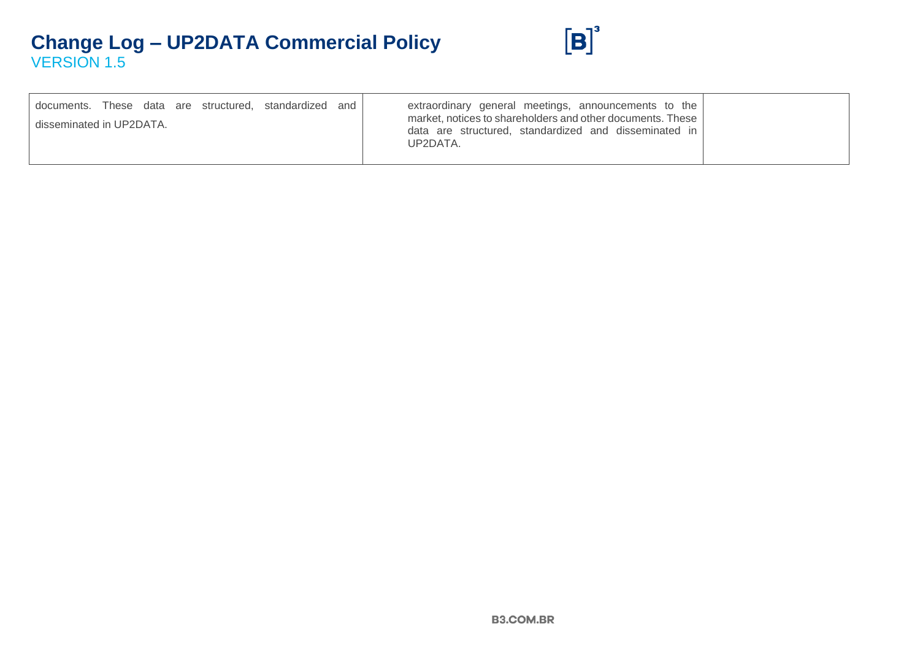| | | |
|---|---|---|
| documents. These data are structured, standardized and disseminated in UP2DATA. | extraordinary general meetings, announcements to the market, notices to shareholders and other documents. These data are structured, standardized and disseminated in UP2DATA. | |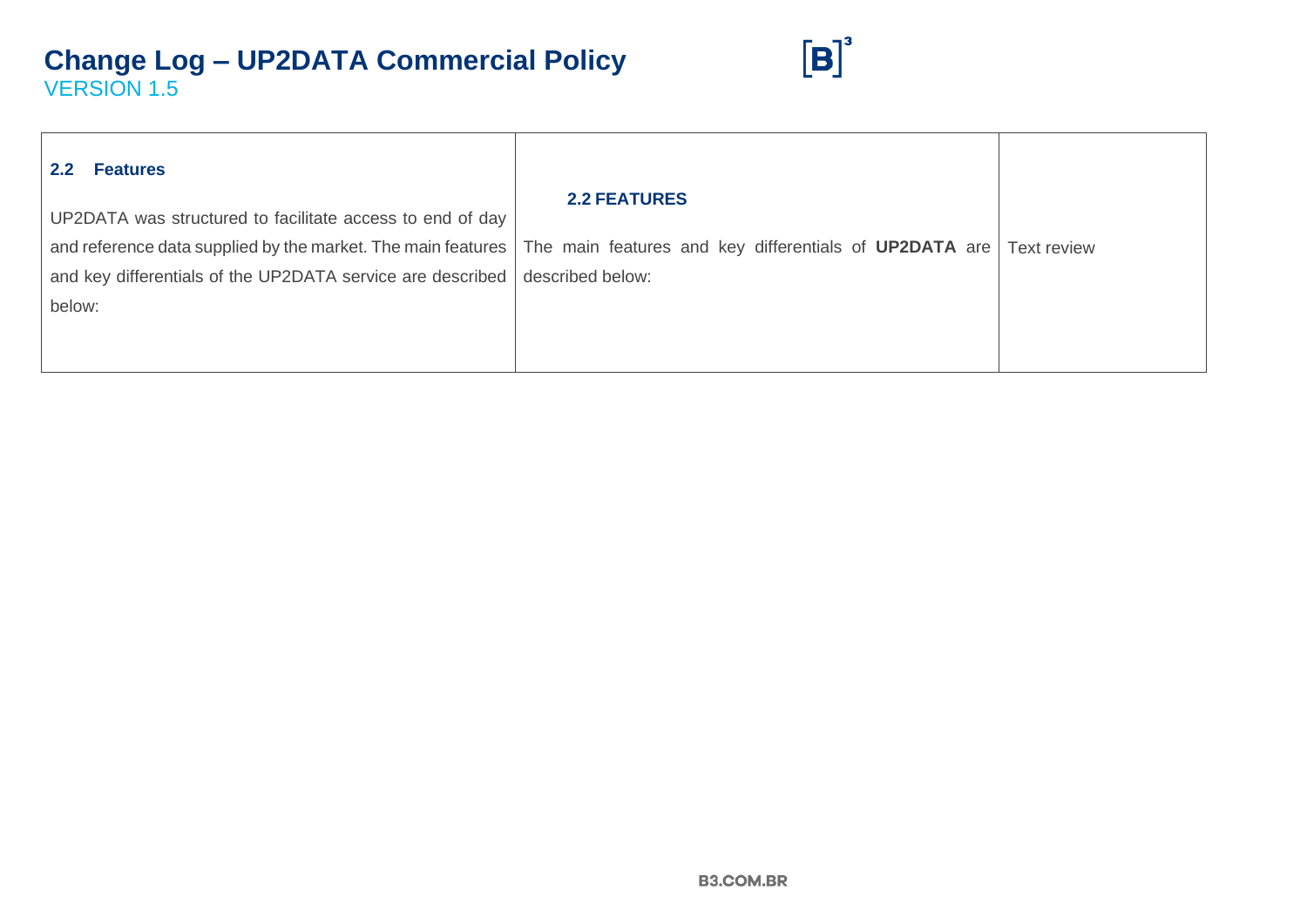| | | |
|---|---|---|
| **2.2 Features**<br><br>UP2DATA was structured to facilitate access to end of day and reference data supplied by the market. The main features and key differentials of the UP2DATA service are described below: | **2.2 FEATURES**<br><br>The main features and key differentials of **UP2DATA** are described below: | Text review |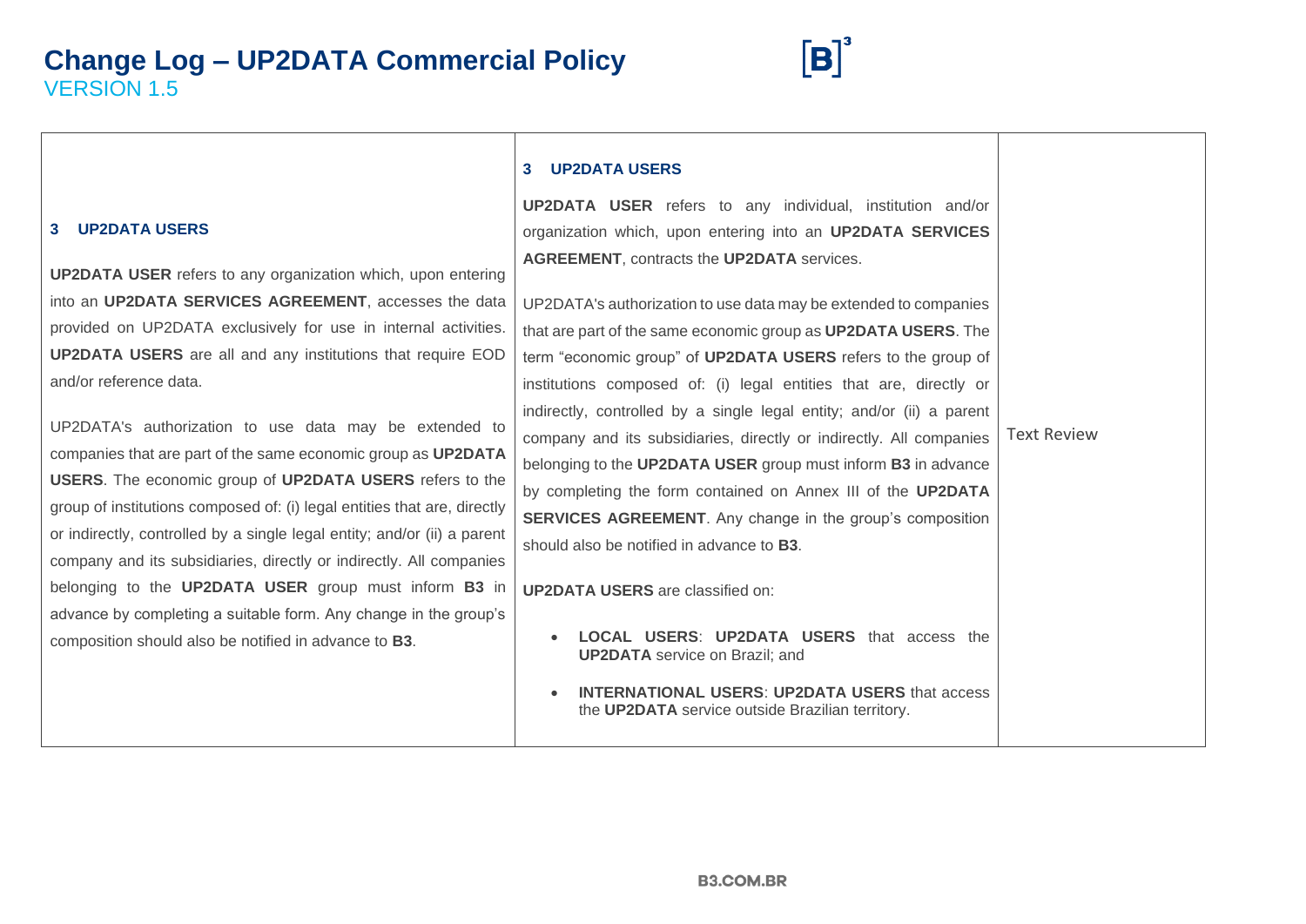# Change Log – UP2DATA Commercial Policy

VERSION 1.5

| | | |
|---|---|---|
| **3 UP2DATA USERS**<br><br>**UP2DATA USER** refers to any organization which, upon entering into an **UP2DATA SERVICES AGREEMENT**, accesses the data provided on UP2DATA exclusively for use in internal activities. **UP2DATA USERS** are all and any institutions that require EOD and/or reference data.<br><br>UP2DATA's authorization to use data may be extended to companies that are part of the same economic group as **UP2DATA USERS**. The economic group of **UP2DATA USERS** refers to the group of institutions composed of: (i) legal entities that are, directly or indirectly, controlled by a single legal entity; and/or (ii) a parent company and its subsidiaries, directly or indirectly. All companies belonging to the **UP2DATA USER** group must inform **B3** in advance by completing a suitable form. Any change in the group's composition should also be notified in advance to **B3**. | **3 UP2DATA USERS**<br><br>**UP2DATA USER** refers to any individual, institution and/or organization which, upon entering into an **UP2DATA SERVICES AGREEMENT**, contracts the **UP2DATA** services.<br><br>UP2DATA's authorization to use data may be extended to companies that are part of the same economic group as **UP2DATA USERS**. The term "economic group" of **UP2DATA USERS** refers to the group of institutions composed of: (i) legal entities that are, directly or indirectly, controlled by a single legal entity; and/or (ii) a parent company and its subsidiaries, directly or indirectly. All companies belonging to the **UP2DATA USER** group must inform **B3** in advance by completing the form contained on Annex III of the **UP2DATA SERVICES AGREEMENT**. Any change in the group's composition should also be notified in advance to **B3**.<br><br>**UP2DATA USERS** are classified on:<br><br>• **LOCAL USERS**: **UP2DATA USERS** that access the **UP2DATA** service on Brazil; and<br><br>• **INTERNATIONAL USERS**: **UP2DATA USERS** that access the **UP2DATA** service outside Brazilian territory. | Text Review |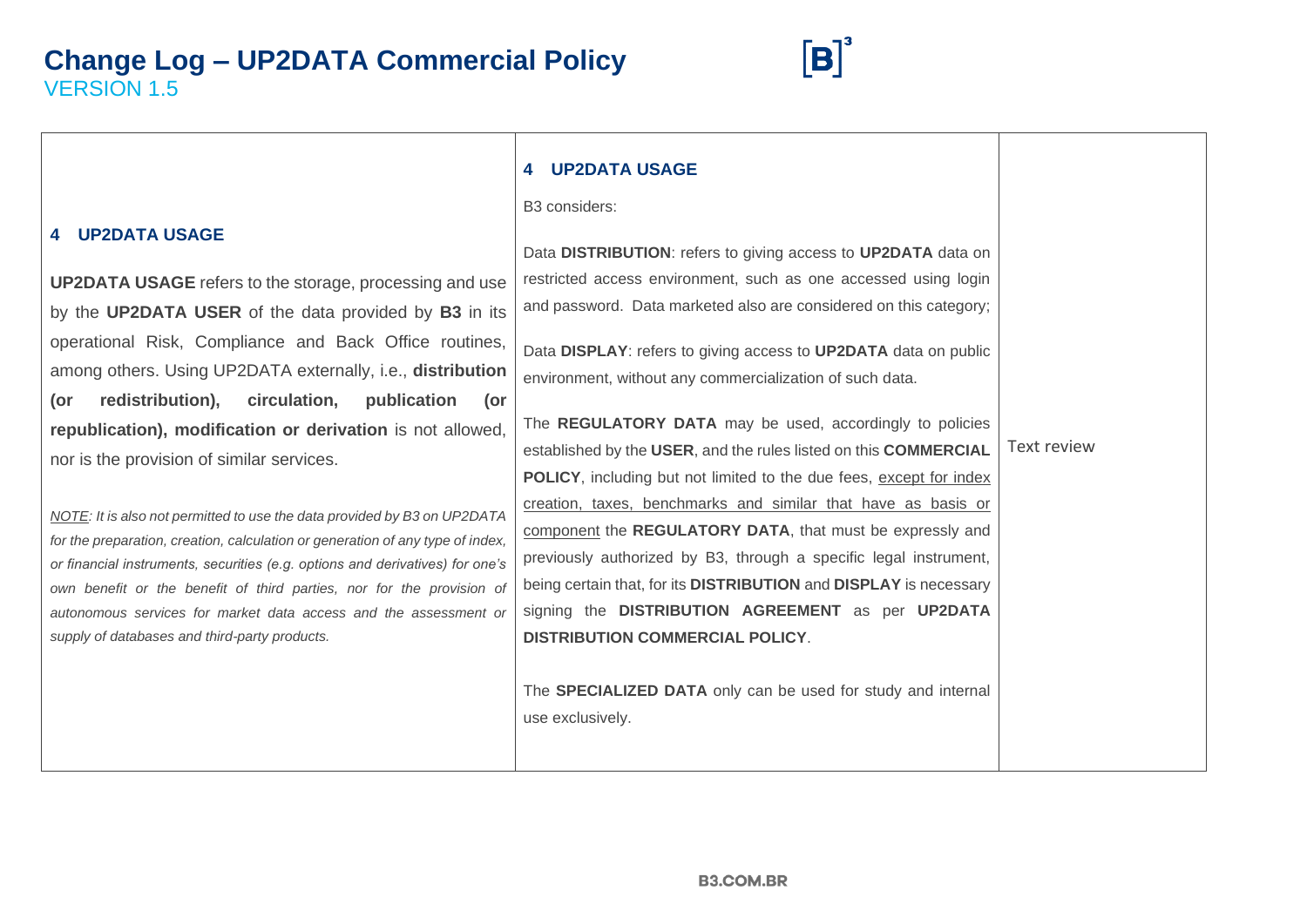# Change Log – UP2DATA Commercial Policy

VERSION 1.5

| | | |
|---|---|---|
| **4 UP2DATA USAGE**<br><br>**UP2DATA USAGE** refers to the storage, processing and use by the **UP2DATA USER** of the data provided by **B3** in its operational Risk, Compliance and Back Office routines, among others. Using UP2DATA externally, i.e., **distribution (or redistribution), circulation, publication (or republication), modification or derivation** is not allowed, nor is the provision of similar services.<br><br>*<u>NOTE</u>: It is also not permitted to use the data provided by B3 on UP2DATA for the preparation, creation, calculation or generation of any type of index, or financial instruments, securities (e.g. options and derivatives) for one's own benefit or the benefit of third parties, nor for the provision of autonomous services for market data access and the assessment or supply of databases and third-party products.* | **4 UP2DATA USAGE**<br><br>B3 considers:<br><br>Data **DISTRIBUTION**: refers to giving access to **UP2DATA** data on restricted access environment, such as one accessed using login and password. Data marketed also are considered on this category;<br><br>Data **DISPLAY**: refers to giving access to **UP2DATA** data on public environment, without any commercialization of such data.<br><br>The **REGULATORY DATA** may be used, accordingly to policies established by the **USER**, and the rules listed on this **COMMERCIAL POLICY**, including but not limited to the due fees, <u>except for index creation, taxes, benchmarks and similar that have as basis or component</u> the **REGULATORY DATA**, that must be expressly and previously authorized by B3, through a specific legal instrument, being certain that, for its **DISTRIBUTION** and **DISPLAY** is necessary signing the **DISTRIBUTION AGREEMENT** as per **UP2DATA DISTRIBUTION COMMERCIAL POLICY**.<br><br>The **SPECIALIZED DATA** only can be used for study and internal use exclusively. | Text review |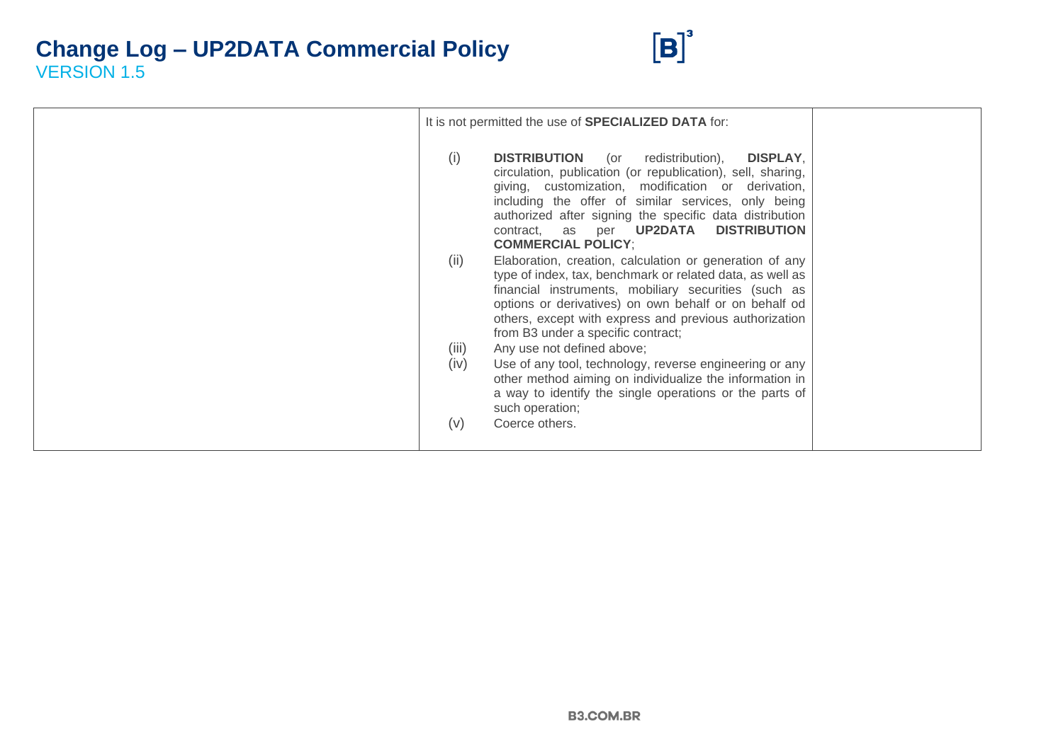| | | |
|---|---|---|
| | It is not permitted the use of **SPECIALIZED DATA** for:<br><br>(i) **DISTRIBUTION** (or redistribution), **DISPLAY**, circulation, publication (or republication), sell, sharing, giving, customization, modification or derivation, including the offer of similar services, only being authorized after signing the specific data distribution contract, as per **UP2DATA DISTRIBUTION COMMERCIAL POLICY**;<br>(ii) Elaboration, creation, calculation or generation of any type of index, tax, benchmark or related data, as well as financial instruments, mobiliary securities (such as options or derivatives) on own behalf or on behalf od others, except with express and previous authorization from B3 under a specific contract;<br>(iii) Any use not defined above;<br>(iv) Use of any tool, technology, reverse engineering or any other method aiming on individualize the information in a way to identify the single operations or the parts of such operation;<br>(v) Coerce others. | |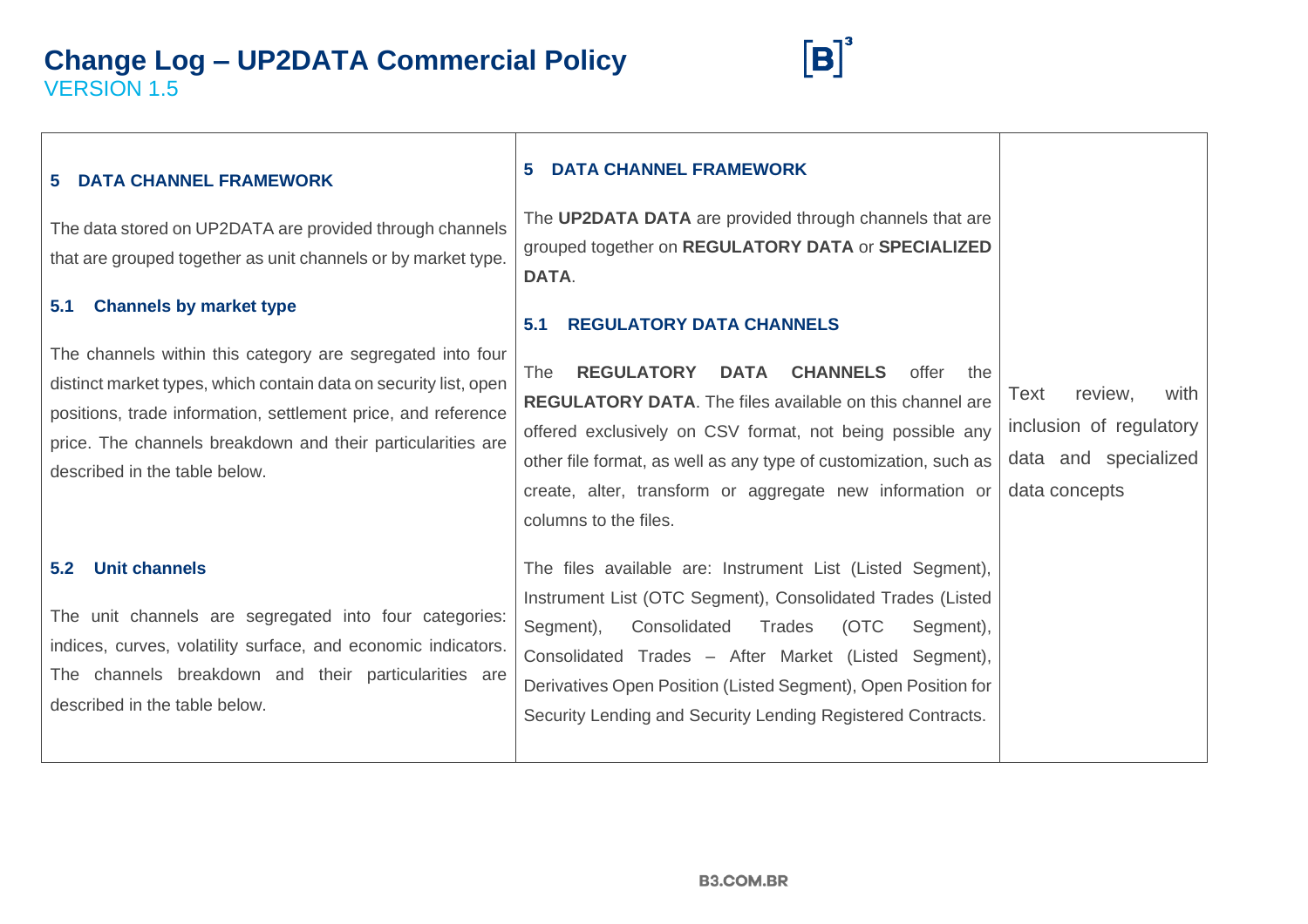# Change Log – UP2DATA Commercial Policy

VERSION 1.5

| | | |
|---|---|---|
| **5 DATA CHANNEL FRAMEWORK**<br><br>The data stored on UP2DATA are provided through channels that are grouped together as unit channels or by market type.<br><br>**5.1 Channels by market type**<br><br>The channels within this category are segregated into four distinct market types, which contain data on security list, open positions, trade information, settlement price, and reference price. The channels breakdown and their particularities are described in the table below.<br><br>**5.2 Unit channels**<br><br>The unit channels are segregated into four categories: indices, curves, volatility surface, and economic indicators. The channels breakdown and their particularities are described in the table below. | **5 DATA CHANNEL FRAMEWORK**<br><br>The **UP2DATA DATA** are provided through channels that are grouped together on **REGULATORY DATA** or **SPECIALIZED DATA**.<br><br>**5.1 REGULATORY DATA CHANNELS**<br><br>The **REGULATORY DATA CHANNELS** offer the **REGULATORY DATA**. The files available on this channel are offered exclusively on CSV format, not being possible any other file format, as well as any type of customization, such as create, alter, transform or aggregate new information or columns to the files.<br><br>The files available are: Instrument List (Listed Segment), Instrument List (OTC Segment), Consolidated Trades (Listed Segment), Consolidated Trades (OTC Segment), Consolidated Trades – After Market (Listed Segment), Derivatives Open Position (Listed Segment), Open Position for Security Lending and Security Lending Registered Contracts. | Text review, with inclusion of regulatory data and specialized data concepts |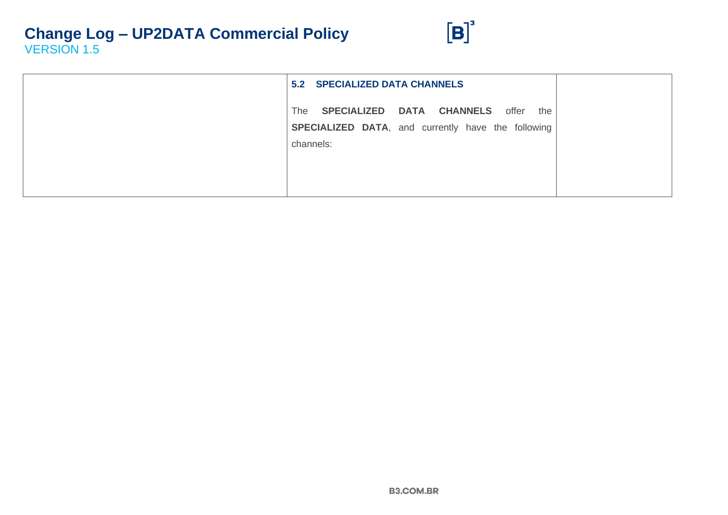|  | **5.2 SPECIALIZED DATA CHANNELS**<br><br>The **SPECIALIZED DATA CHANNELS** offer the **SPECIALIZED DATA**, and currently have the following channels: |  |
|---|---|---|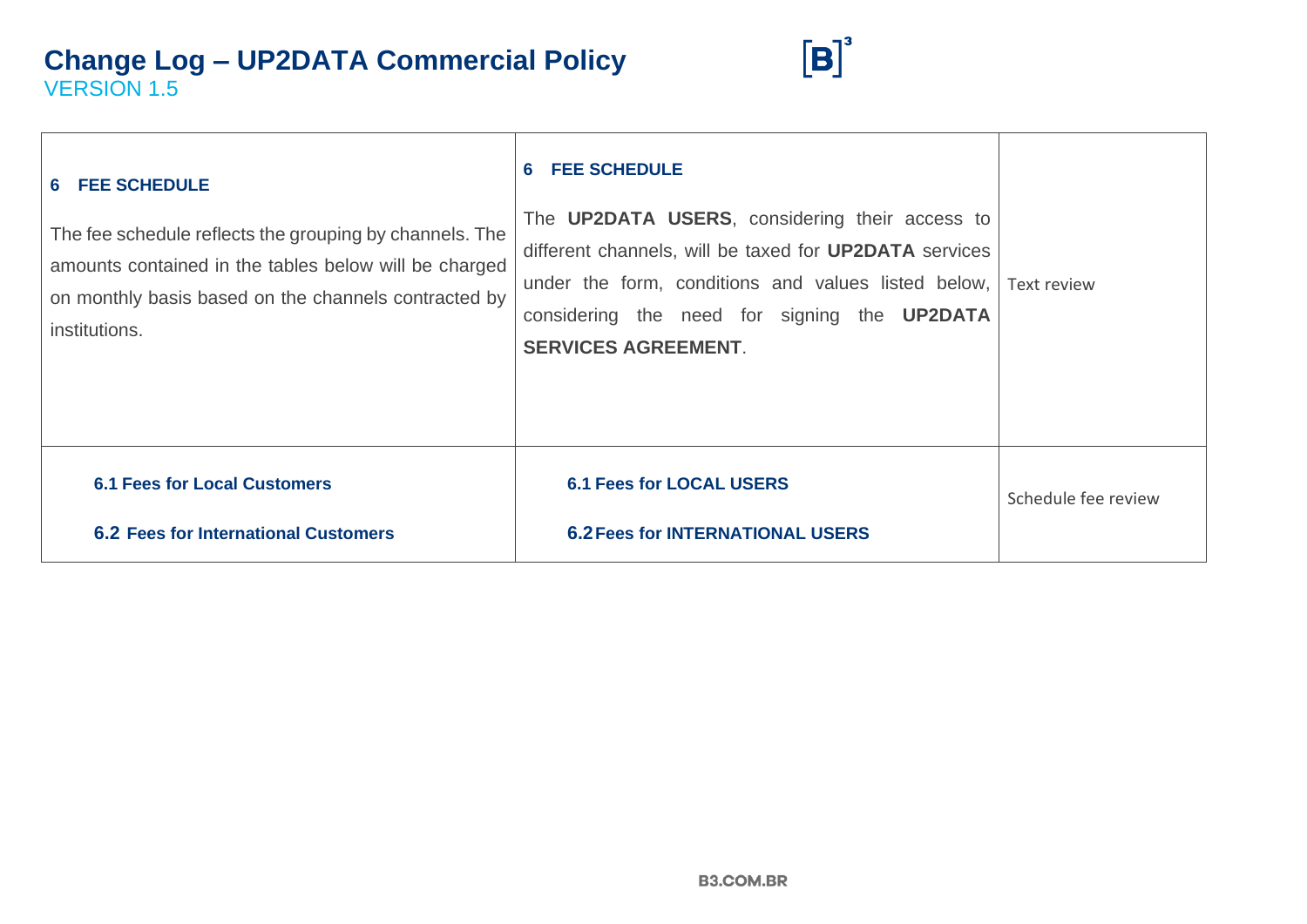# Change Log – UP2DATA Commercial Policy

VERSION 1.5

| | | |
|---|---|---|
| **6 FEE SCHEDULE**<br><br>The fee schedule reflects the grouping by channels. The amounts contained in the tables below will be charged on monthly basis based on the channels contracted by institutions. | **6 FEE SCHEDULE**<br><br>The **UP2DATA USERS**, considering their access to different channels, will be taxed for **UP2DATA** services under the form, conditions and values listed below, considering the need for signing the **UP2DATA SERVICES AGREEMENT**. | Text review |
| **6.1 Fees for Local Customers**<br><br>**6.2 Fees for International Customers** | **6.1 Fees for LOCAL USERS**<br><br>**6.2 Fees for INTERNATIONAL USERS** | Schedule fee review |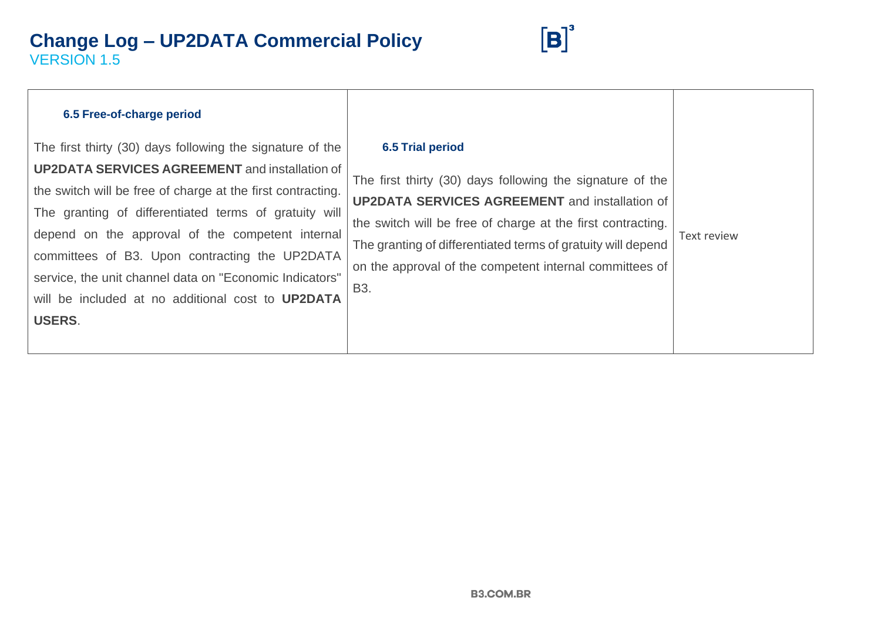| | | |
|---|---|---|
| **6.5 Free-of-charge period**<br><br>The first thirty (30) days following the signature of the **UP2DATA SERVICES AGREEMENT** and installation of the switch will be free of charge at the first contracting. The granting of differentiated terms of gratuity will depend on the approval of the competent internal committees of B3. Upon contracting the UP2DATA service, the unit channel data on "Economic Indicators" will be included at no additional cost to **UP2DATA USERS**. | **6.5 Trial period**<br><br>The first thirty (30) days following the signature of the **UP2DATA SERVICES AGREEMENT** and installation of the switch will be free of charge at the first contracting. The granting of differentiated terms of gratuity will depend on the approval of the competent internal committees of B3. | Text review |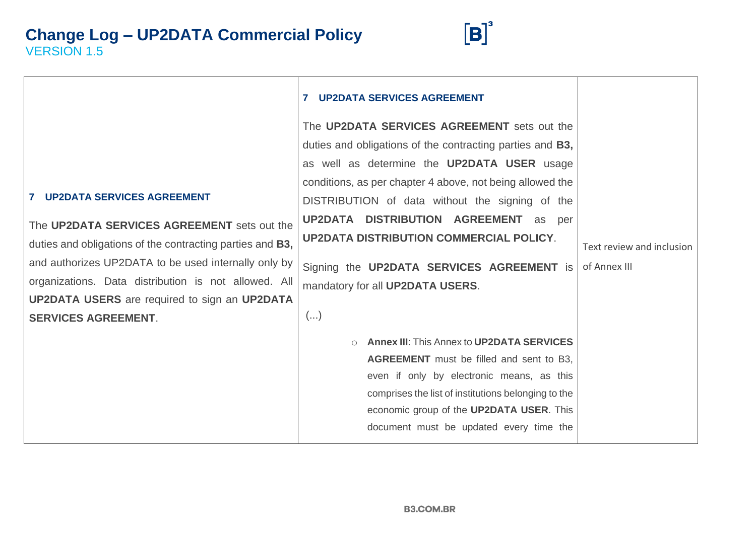| | | |
|---|---|---|
| **7 UP2DATA SERVICES AGREEMENT**<br><br>The **UP2DATA SERVICES AGREEMENT** sets out the duties and obligations of the contracting parties and **B3,** and authorizes UP2DATA to be used internally only by organizations. Data distribution is not allowed. All **UP2DATA USERS** are required to sign an **UP2DATA SERVICES AGREEMENT**. | **7 UP2DATA SERVICES AGREEMENT**<br><br>The **UP2DATA SERVICES AGREEMENT** sets out the duties and obligations of the contracting parties and **B3,** as well as determine the **UP2DATA USER** usage conditions, as per chapter 4 above, not being allowed the DISTRIBUTION of data without the signing of the **UP2DATA DISTRIBUTION AGREEMENT** as per **UP2DATA DISTRIBUTION COMMERCIAL POLICY**.<br><br>Signing the **UP2DATA SERVICES AGREEMENT** is mandatory for all **UP2DATA USERS**.<br><br>(...)<br><br>○ **Annex III**: This Annex to **UP2DATA SERVICES AGREEMENT** must be filled and sent to B3, even if only by electronic means, as this comprises the list of institutions belonging to the economic group of the **UP2DATA USER**. This document must be updated every time the | Text review and inclusion of Annex III |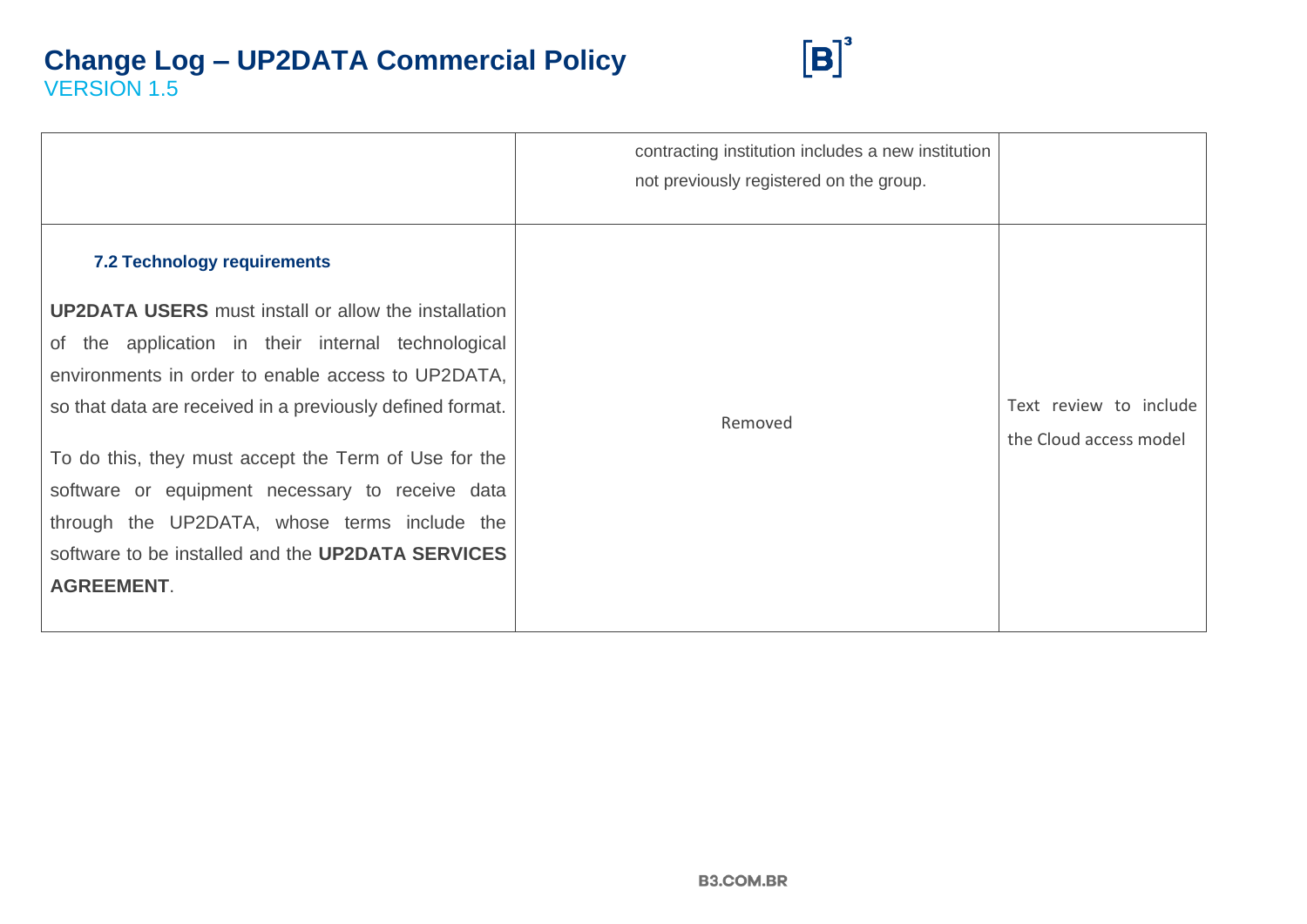| | | |
|---|---|---|
| | contracting institution includes a new institution not previously registered on the group. | |
| **7.2 Technology requirements**<br><br>**UP2DATA USERS** must install or allow the installation of the application in their internal technological environments in order to enable access to UP2DATA, so that data are received in a previously defined format.<br><br>To do this, they must accept the Term of Use for the software or equipment necessary to receive data through the UP2DATA, whose terms include the software to be installed and the **UP2DATA SERVICES AGREEMENT**. | Removed | Text review to include the Cloud access model |